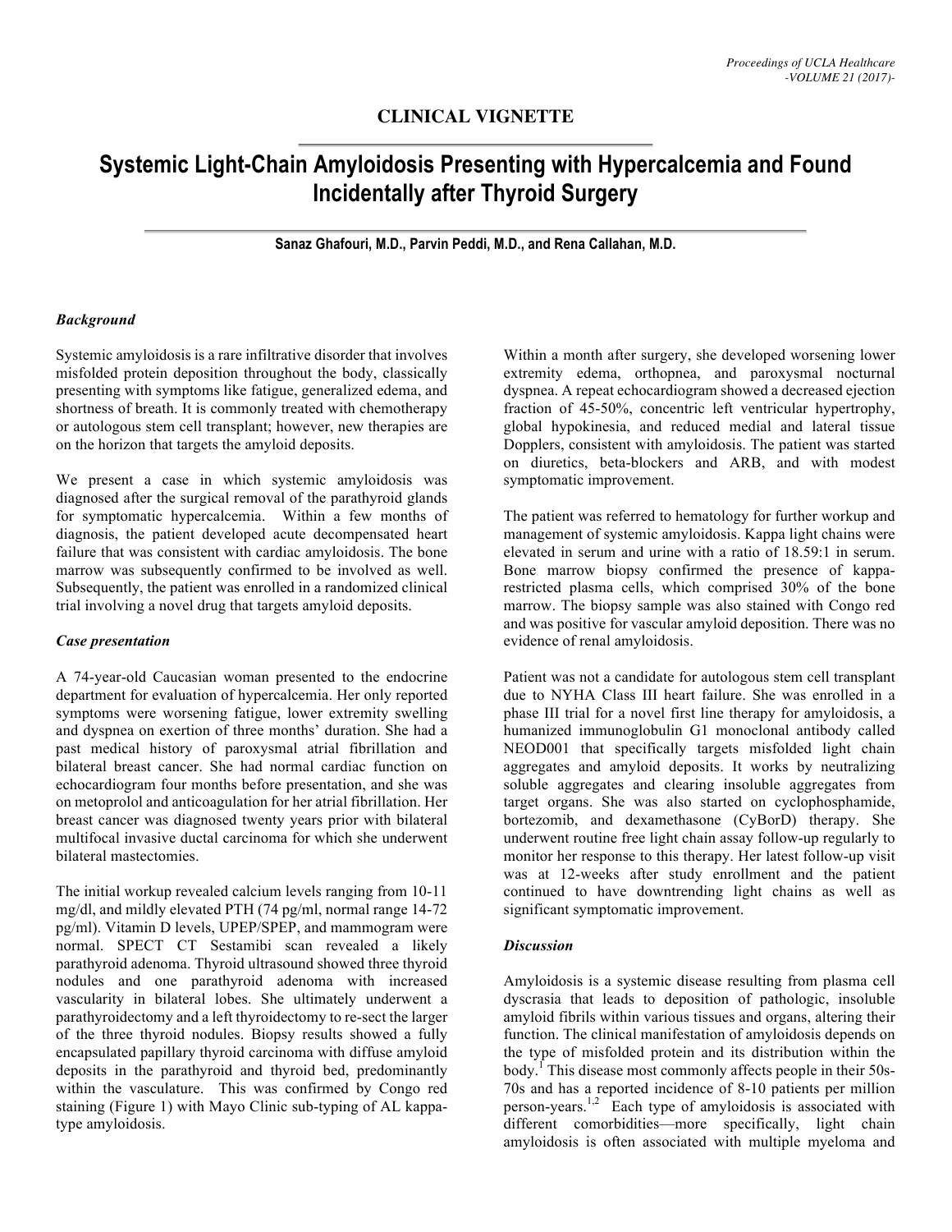## CLINICAL VIGNETTE

# Systemic Light-Chain Amyloidosis Presenting with Hypercalcemia and Found Incidentally after Thyroid Surgery

**Sanaz Ghafouri, M.D., Parvin Peddi, M.D., and Rena Callahan, M.D.**

### *Background*

Systemic amyloidosis is a rare infiltrative disorder that involves misfolded protein deposition throughout the body, classically presenting with symptoms like fatigue, generalized edema, and shortness of breath. It is commonly treated with chemotherapy or autologous stem cell transplant; however, new therapies are on the horizon that targets the amyloid deposits.

We present a case in which systemic amyloidosis was diagnosed after the surgical removal of the parathyroid glands for symptomatic hypercalcemia. Within a few months of diagnosis, the patient developed acute decompensated heart failure that was consistent with cardiac amyloidosis. The bone marrow was subsequently confirmed to be involved as well. Subsequently, the patient was enrolled in a randomized clinical trial involving a novel drug that targets amyloid deposits.

### *Case presentation*

A 74-year-old Caucasian woman presented to the endocrine department for evaluation of hypercalcemia. Her only reported symptoms were worsening fatigue, lower extremity swelling and dyspnea on exertion of three months' duration. She had a past medical history of paroxysmal atrial fibrillation and bilateral breast cancer. She had normal cardiac function on echocardiogram four months before presentation, and she was on metoprolol and anticoagulation for her atrial fibrillation. Her breast cancer was diagnosed twenty years prior with bilateral multifocal invasive ductal carcinoma for which she underwent bilateral mastectomies.

The initial workup revealed calcium levels ranging from 10-11 mg/dl, and mildly elevated PTH (74 pg/ml, normal range 14-72 pg/ml). Vitamin D levels, UPEP/SPEP, and mammogram were normal. SPECT CT Sestamibi scan revealed a likely parathyroid adenoma. Thyroid ultrasound showed three thyroid nodules and one parathyroid adenoma with increased vascularity in bilateral lobes. She ultimately underwent a parathyroidectomy and a left thyroidectomy to re-sect the larger of the three thyroid nodules. Biopsy results showed a fully encapsulated papillary thyroid carcinoma with diffuse amyloid deposits in the parathyroid and thyroid bed, predominantly within the vasculature. This was confirmed by Congo red staining (Figure 1) with Mayo Clinic sub-typing of AL kappa-type amyloidosis.

Within a month after surgery, she developed worsening lower extremity edema, orthopnea, and paroxysmal nocturnal dyspnea. A repeat echocardiogram showed a decreased ejection fraction of 45-50%, concentric left ventricular hypertrophy, global hypokinesia, and reduced medial and lateral tissue Dopplers, consistent with amyloidosis. The patient was started on diuretics, beta-blockers and ARB, and with modest symptomatic improvement.

The patient was referred to hematology for further workup and management of systemic amyloidosis. Kappa light chains were elevated in serum and urine with a ratio of 18.59:1 in serum. Bone marrow biopsy confirmed the presence of kappa-restricted plasma cells, which comprised 30% of the bone marrow. The biopsy sample was also stained with Congo red and was positive for vascular amyloid deposition. There was no evidence of renal amyloidosis.

Patient was not a candidate for autologous stem cell transplant due to NYHA Class III heart failure. She was enrolled in a phase III trial for a novel first line therapy for amyloidosis, a humanized immunoglobulin G1 monoclonal antibody called NEOD001 that specifically targets misfolded light chain aggregates and amyloid deposits. It works by neutralizing soluble aggregates and clearing insoluble aggregates from target organs. She was also started on cyclophosphamide, bortezomib, and dexamethasone (CyBorD) therapy. She underwent routine free light chain assay follow-up regularly to monitor her response to this therapy. Her latest follow-up visit was at 12-weeks after study enrollment and the patient continued to have downtrending light chains as well as significant symptomatic improvement.

### *Discussion*

Amyloidosis is a systemic disease resulting from plasma cell dyscrasia that leads to deposition of pathologic, insoluble amyloid fibrils within various tissues and organs, altering their function. The clinical manifestation of amyloidosis depends on the type of misfolded protein and its distribution within the body.[1] This disease most commonly affects people in their 50s-70s and has a reported incidence of 8-10 patients per million person-years.[1,2] Each type of amyloidosis is associated with different comorbidities—more specifically, light chain amyloidosis is often associated with multiple myeloma and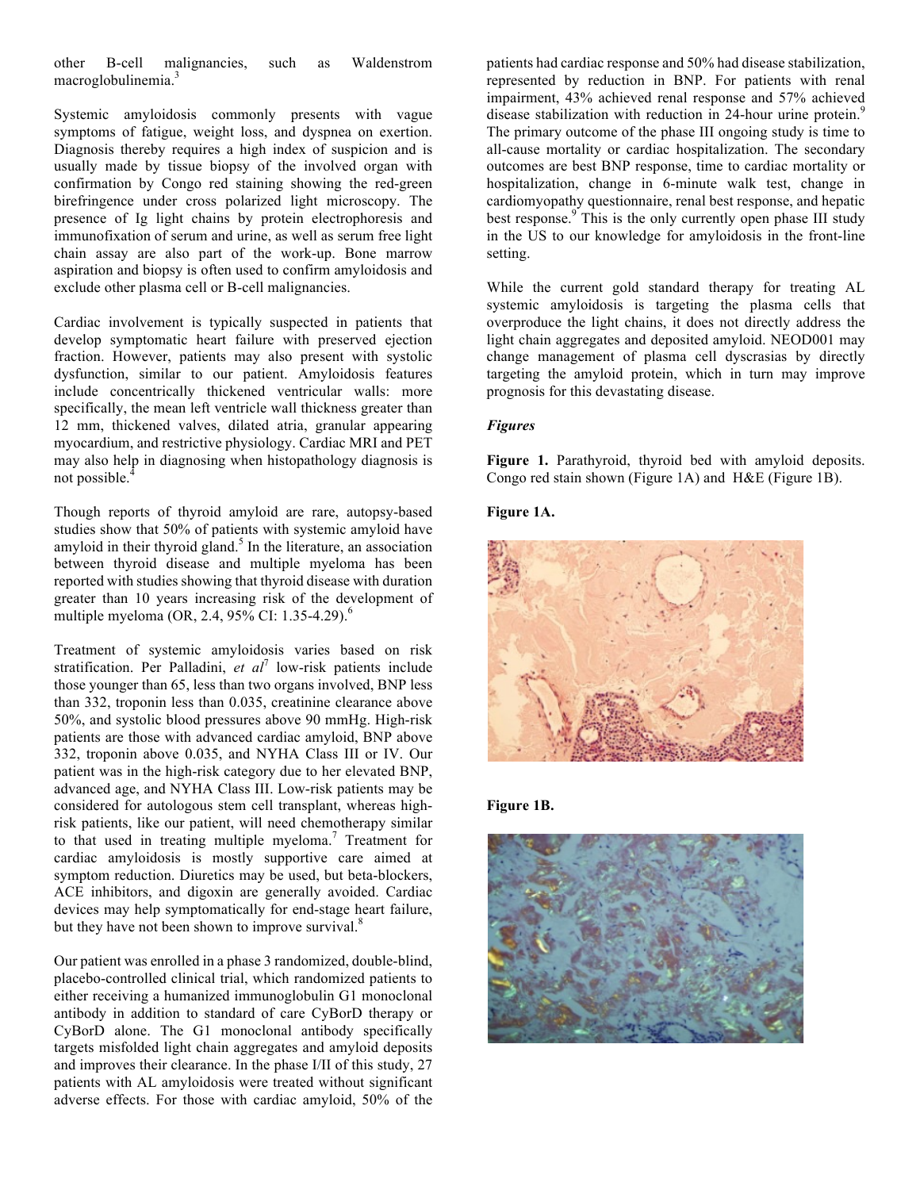other B-cell malignancies, such as Waldenstrom macroglobulinemia.[3]

Systemic amyloidosis commonly presents with vague symptoms of fatigue, weight loss, and dyspnea on exertion. Diagnosis thereby requires a high index of suspicion and is usually made by tissue biopsy of the involved organ with confirmation by Congo red staining showing the red-green birefringence under cross polarized light microscopy. The presence of Ig light chains by protein electrophoresis and immunofixation of serum and urine, as well as serum free light chain assay are also part of the work-up. Bone marrow aspiration and biopsy is often used to confirm amyloidosis and exclude other plasma cell or B-cell malignancies.

Cardiac involvement is typically suspected in patients that develop symptomatic heart failure with preserved ejection fraction. However, patients may also present with systolic dysfunction, similar to our patient. Amyloidosis features include concentrically thickened ventricular walls: more specifically, the mean left ventricle wall thickness greater than 12 mm, thickened valves, dilated atria, granular appearing myocardium, and restrictive physiology. Cardiac MRI and PET may also help in diagnosing when histopathology diagnosis is not possible.[4]

Though reports of thyroid amyloid are rare, autopsy-based studies show that 50% of patients with systemic amyloid have amyloid in their thyroid gland.[5] In the literature, an association between thyroid disease and multiple myeloma has been reported with studies showing that thyroid disease with duration greater than 10 years increasing risk of the development of multiple myeloma (OR, 2.4, 95% CI: 1.35-4.29).[6]

Treatment of systemic amyloidosis varies based on risk stratification. Per Palladini, *et al*[7] low-risk patients include those younger than 65, less than two organs involved, BNP less than 332, troponin less than 0.035, creatinine clearance above 50%, and systolic blood pressures above 90 mmHg. High-risk patients are those with advanced cardiac amyloid, BNP above 332, troponin above 0.035, and NYHA Class III or IV. Our patient was in the high-risk category due to her elevated BNP, advanced age, and NYHA Class III. Low-risk patients may be considered for autologous stem cell transplant, whereas high-risk patients, like our patient, will need chemotherapy similar to that used in treating multiple myeloma.[7] Treatment for cardiac amyloidosis is mostly supportive care aimed at symptom reduction. Diuretics may be used, but beta-blockers, ACE inhibitors, and digoxin are generally avoided. Cardiac devices may help symptomatically for end-stage heart failure, but they have not been shown to improve survival.[8]

Our patient was enrolled in a phase 3 randomized, double-blind, placebo-controlled clinical trial, which randomized patients to either receiving a humanized immunoglobulin G1 monoclonal antibody in addition to standard of care CyBorD therapy or CyBorD alone. The G1 monoclonal antibody specifically targets misfolded light chain aggregates and amyloid deposits and improves their clearance. In the phase I/II of this study, 27 patients with AL amyloidosis were treated without significant adverse effects. For those with cardiac amyloid, 50% of the patients had cardiac response and 50% had disease stabilization, represented by reduction in BNP. For patients with renal impairment, 43% achieved renal response and 57% achieved disease stabilization with reduction in 24-hour urine protein.[9] The primary outcome of the phase III ongoing study is time to all-cause mortality or cardiac hospitalization. The secondary outcomes are best BNP response, time to cardiac mortality or hospitalization, change in 6-minute walk test, change in cardiomyopathy questionnaire, renal best response, and hepatic best response.[9] This is the only currently open phase III study in the US to our knowledge for amyloidosis in the front-line setting.

While the current gold standard therapy for treating AL systemic amyloidosis is targeting the plasma cells that overproduce the light chains, it does not directly address the light chain aggregates and deposited amyloid. NEOD001 may change management of plasma cell dyscrasias by directly targeting the amyloid protein, which in turn may improve prognosis for this devastating disease.

### *Figures*

**Figure 1.** Parathyroid, thyroid bed with amyloid deposits. Congo red stain shown (Figure 1A) and H&E (Figure 1B).

**Figure 1A.**

**Figure 1B.**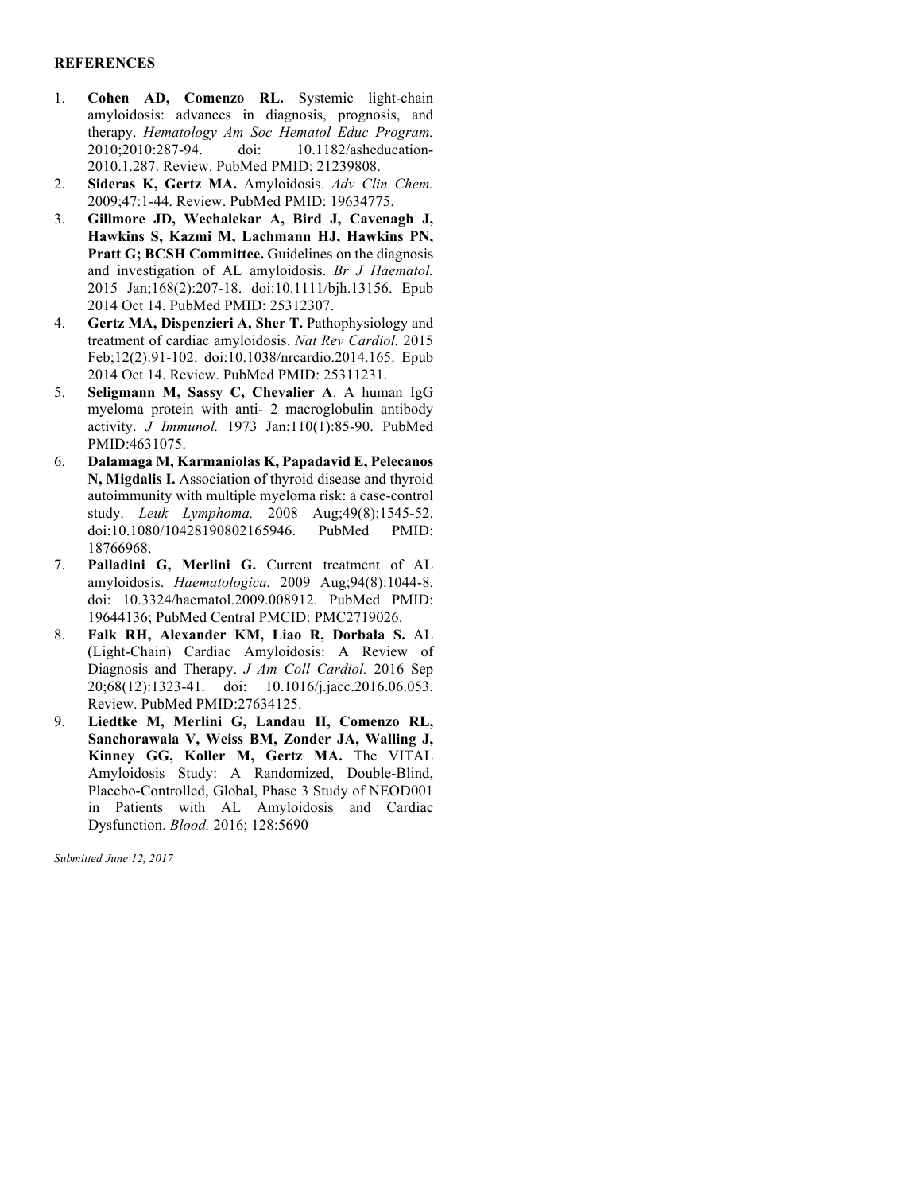**REFERENCES**

1. **Cohen AD, Comenzo RL.** Systemic light-chain amyloidosis: advances in diagnosis, prognosis, and therapy. *Hematology Am Soc Hematol Educ Program.* 2010;2010:287-94. doi: 10.1182/asheducation-2010.1.287. Review. PubMed PMID: 21239808.
2. **Sideras K, Gertz MA.** Amyloidosis. *Adv Clin Chem.* 2009;47:1-44. Review. PubMed PMID: 19634775.
3. **Gillmore JD, Wechalekar A, Bird J, Cavenagh J, Hawkins S, Kazmi M, Lachmann HJ, Hawkins PN, Pratt G; BCSH Committee.** Guidelines on the diagnosis and investigation of AL amyloidosis. *Br J Haematol.* 2015 Jan;168(2):207-18. doi:10.1111/bjh.13156. Epub 2014 Oct 14. PubMed PMID: 25312307.
4. **Gertz MA, Dispenzieri A, Sher T.** Pathophysiology and treatment of cardiac amyloidosis. *Nat Rev Cardiol.* 2015 Feb;12(2):91-102. doi:10.1038/nrcardio.2014.165. Epub 2014 Oct 14. Review. PubMed PMID: 25311231.
5. **Seligmann M, Sassy C, Chevalier A**. A human IgG myeloma protein with anti- 2 macroglobulin antibody activity. *J Immunol.* 1973 Jan;110(1):85-90. PubMed PMID:4631075.
6. **Dalamaga M, Karmaniolas K, Papadavid E, Pelecanos N, Migdalis I.** Association of thyroid disease and thyroid autoimmunity with multiple myeloma risk: a case-control study. *Leuk Lymphoma.* 2008 Aug;49(8):1545-52. doi:10.1080/10428190802165946. PubMed PMID: 18766968.
7. **Palladini G, Merlini G.** Current treatment of AL amyloidosis. *Haematologica.* 2009 Aug;94(8):1044-8. doi: 10.3324/haematol.2009.008912. PubMed PMID: 19644136; PubMed Central PMCID: PMC2719026.
8. **Falk RH, Alexander KM, Liao R, Dorbala S.** AL (Light-Chain) Cardiac Amyloidosis: A Review of Diagnosis and Therapy. *J Am Coll Cardiol.* 2016 Sep 20;68(12):1323-41. doi: 10.1016/j.jacc.2016.06.053. Review. PubMed PMID:27634125.
9. **Liedtke M, Merlini G, Landau H, Comenzo RL, Sanchorawala V, Weiss BM, Zonder JA, Walling J, Kinney GG, Koller M, Gertz MA.** The VITAL Amyloidosis Study: A Randomized, Double-Blind, Placebo-Controlled, Global, Phase 3 Study of NEOD001 in Patients with AL Amyloidosis and Cardiac Dysfunction. *Blood.* 2016; 128:5690

*Submitted June 12, 2017*